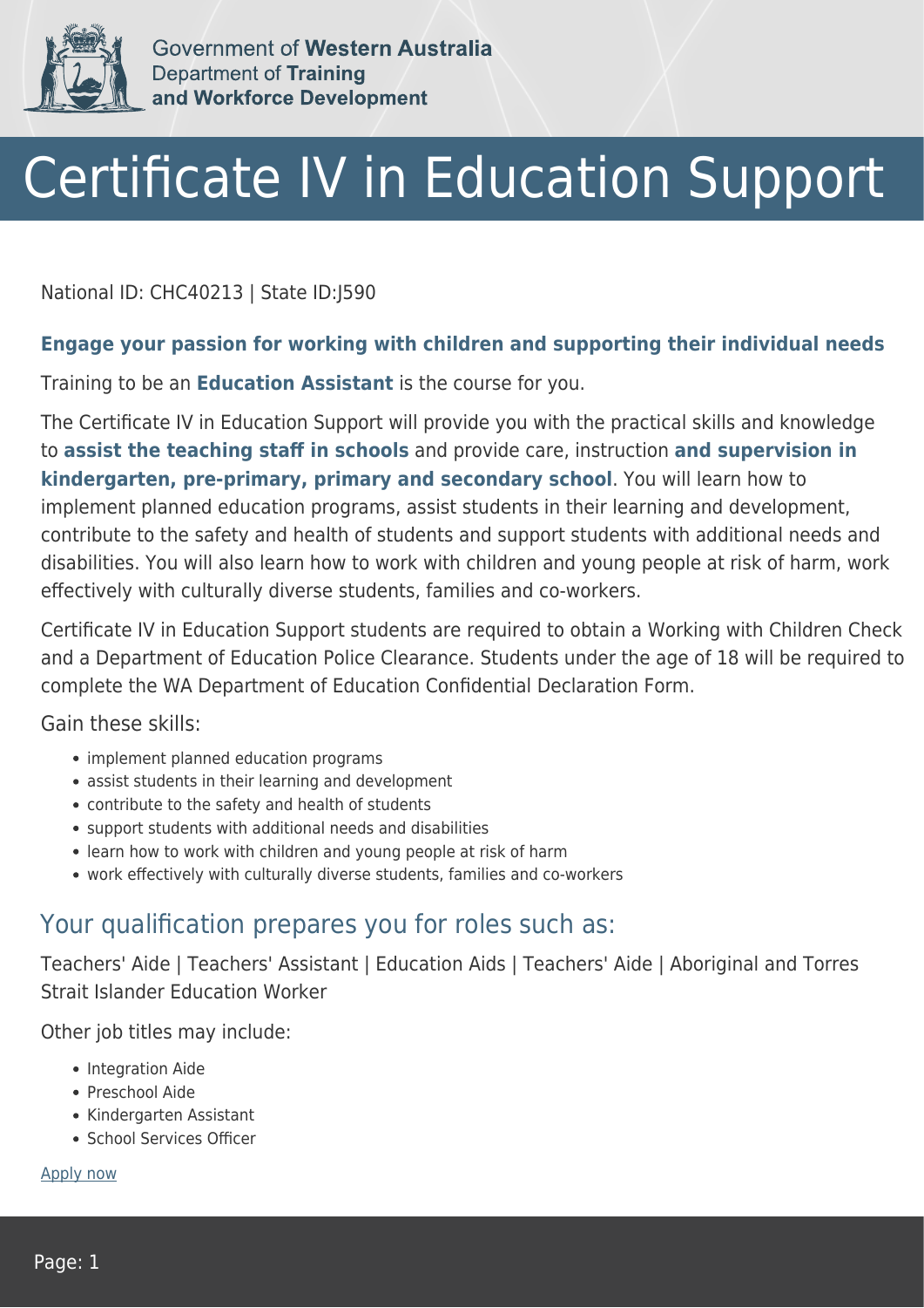Government of **Western Australia**
Department of **Training and Workforce Development**

# Certificate IV in Education Support

National ID: CHC40213 | State ID:J590

**Engage your passion for working with children and supporting their individual needs**

Training to be an **Education Assistant** is the course for you.

The Certificate IV in Education Support will provide you with the practical skills and knowledge to **assist the teaching staff in schools** and provide care, instruction **and supervision in kindergarten, pre-primary, primary and secondary school**. You will learn how to implement planned education programs, assist students in their learning and development, contribute to the safety and health of students and support students with additional needs and disabilities. You will also learn how to work with children and young people at risk of harm, work effectively with culturally diverse students, families and co-workers.

Certificate IV in Education Support students are required to obtain a Working with Children Check and a Department of Education Police Clearance. Students under the age of 18 will be required to complete the WA Department of Education Confidential Declaration Form.

Gain these skills:

- implement planned education programs
- assist students in their learning and development
- contribute to the safety and health of students
- support students with additional needs and disabilities
- learn how to work with children and young people at risk of harm
- work effectively with culturally diverse students, families and co-workers

## Your qualification prepares you for roles such as:

Teachers' Aide | Teachers' Assistant | Education Aids | Teachers' Aide | Aboriginal and Torres Strait Islander Education Worker

Other job titles may include:

- Integration Aide
- Preschool Aide
- Kindergarten Assistant
- School Services Officer

Apply now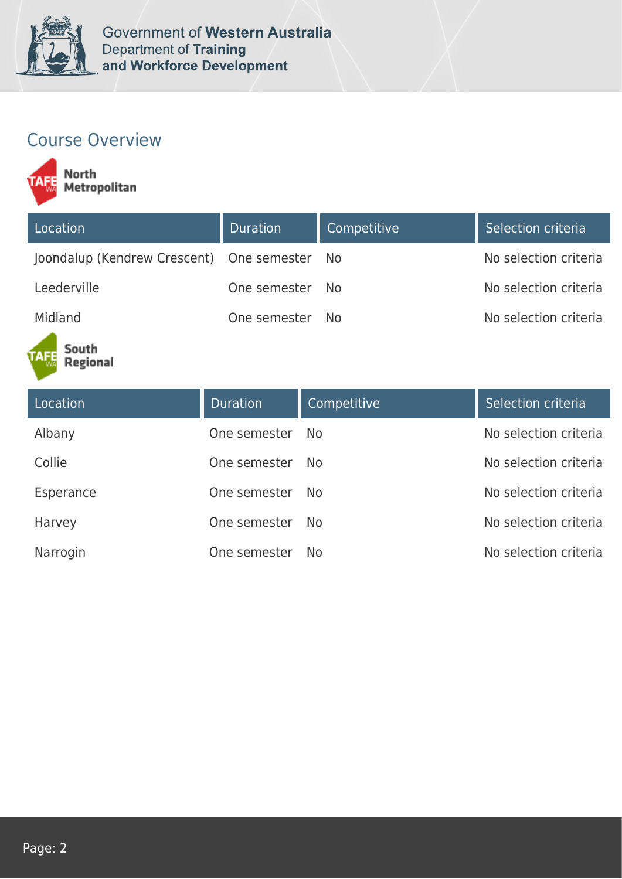## Course Overview

North Metropolitan

| Location | Duration | Competitive | Selection criteria |
|---|---|---|---|
| Joondalup (Kendrew Crescent) | One semester | No | No selection criteria |
| Leederville | One semester | No | No selection criteria |
| Midland | One semester | No | No selection criteria |

South Regional

| Location | Duration | Competitive | Selection criteria |
|---|---|---|---|
| Albany | One semester | No | No selection criteria |
| Collie | One semester | No | No selection criteria |
| Esperance | One semester | No | No selection criteria |
| Harvey | One semester | No | No selection criteria |
| Narrogin | One semester | No | No selection criteria |